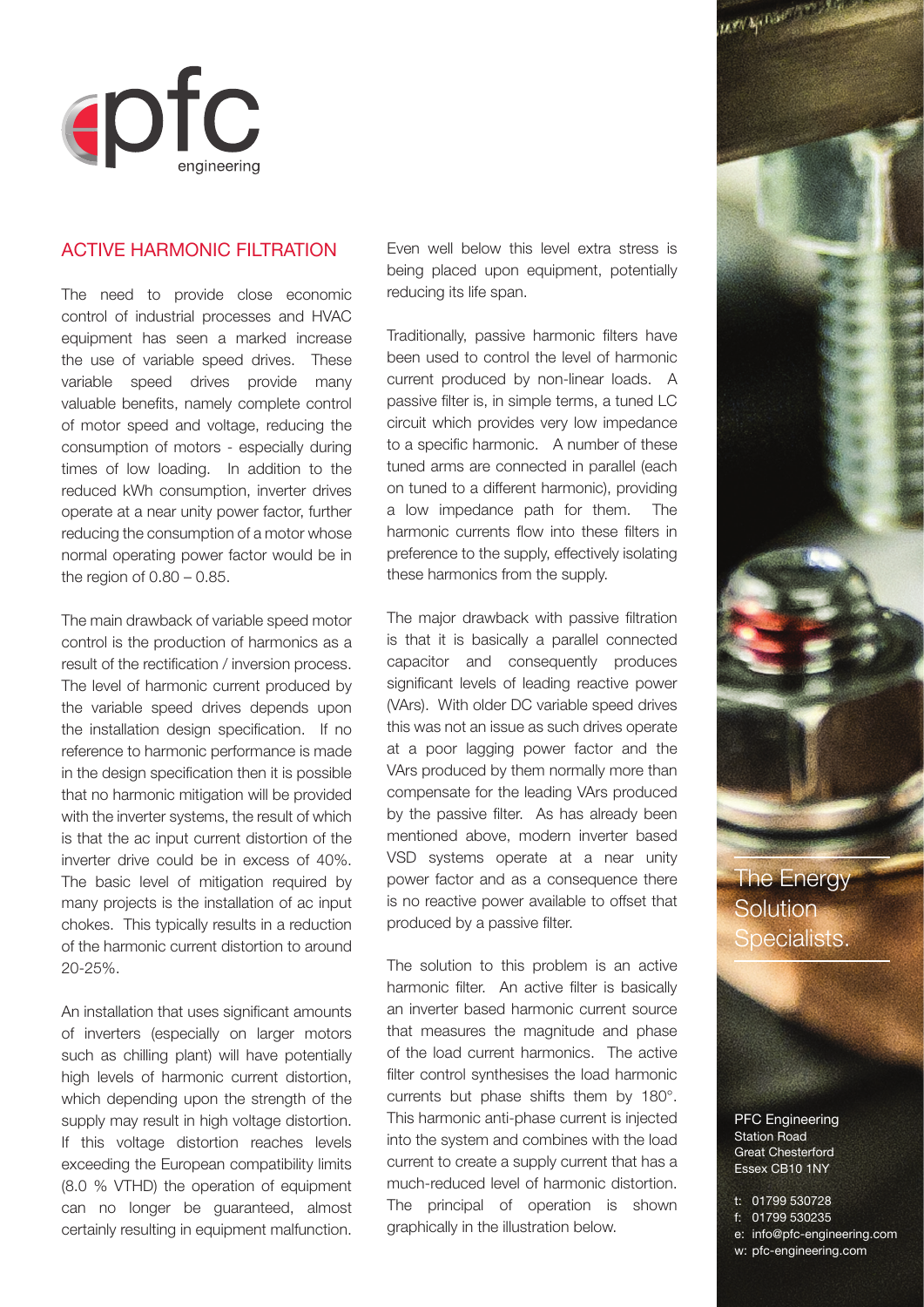# ACTIVE HARMONIC FILTRATION

The need to provide close economic control of industrial processes and HVAC equipment has seen a marked increase the use of variable speed drives. These variable speed drives provide many valuable benefits, namely complete control of motor speed and voltage, reducing the consumption of motors - especially during times of low loading. In addition to the reduced kWh consumption, inverter drives operate at a near unity power factor, further reducing the consumption of a motor whose normal operating power factor would be in the region of 0.80 – 0.85.

The main drawback of variable speed motor control is the production of harmonics as a result of the rectification / inversion process. The level of harmonic current produced by the variable speed drives depends upon the installation design specification. If no reference to harmonic performance is made in the design specification then it is possible that no harmonic mitigation will be provided with the inverter systems, the result of which is that the ac input current distortion of the inverter drive could be in excess of 40%. The basic level of mitigation required by many projects is the installation of ac input chokes. This typically results in a reduction of the harmonic current distortion to around 20-25%.

An installation that uses significant amounts of inverters (especially on larger motors such as chilling plant) will have potentially high levels of harmonic current distortion, which depending upon the strength of the supply may result in high voltage distortion. If this voltage distortion reaches levels exceeding the European compatibility limits (8.0 % VTHD) the operation of equipment can no longer be guaranteed, almost certainly resulting in equipment malfunction. Even well below this level extra stress is being placed upon equipment, potentially reducing its life span.

Traditionally, passive harmonic filters have been used to control the level of harmonic current produced by non-linear loads. A passive filter is, in simple terms, a tuned LC circuit which provides very low impedance to a specific harmonic. A number of these tuned arms are connected in parallel (each on tuned to a different harmonic), providing a low impedance path for them. The harmonic currents flow into these filters in preference to the supply, effectively isolating these harmonics from the supply.

The major drawback with passive filtration is that it is basically a parallel connected capacitor and consequently produces significant levels of leading reactive power (VArs). With older DC variable speed drives this was not an issue as such drives operate at a poor lagging power factor and the VArs produced by them normally more than compensate for the leading VArs produced by the passive filter. As has already been mentioned above, modern inverter based VSD systems operate at a near unity power factor and as a consequence there is no reactive power available to offset that produced by a passive filter.

The solution to this problem is an active harmonic filter. An active filter is basically an inverter based harmonic current source that measures the magnitude and phase of the load current harmonics. The active filter control synthesises the load harmonic currents but phase shifts them by 180°. This harmonic anti-phase current is injected into the system and combines with the load current to create a supply current that has a much-reduced level of harmonic distortion. The principal of operation is shown graphically in the illustration below.

The Energy Solution Specialists.

PFC Engineering
Station Road
Great Chesterford
Essex CB10 1NY

t: 01799 530728
f: 01799 530235
e: info@pfc-engineering.com
w: pfc-engineering.com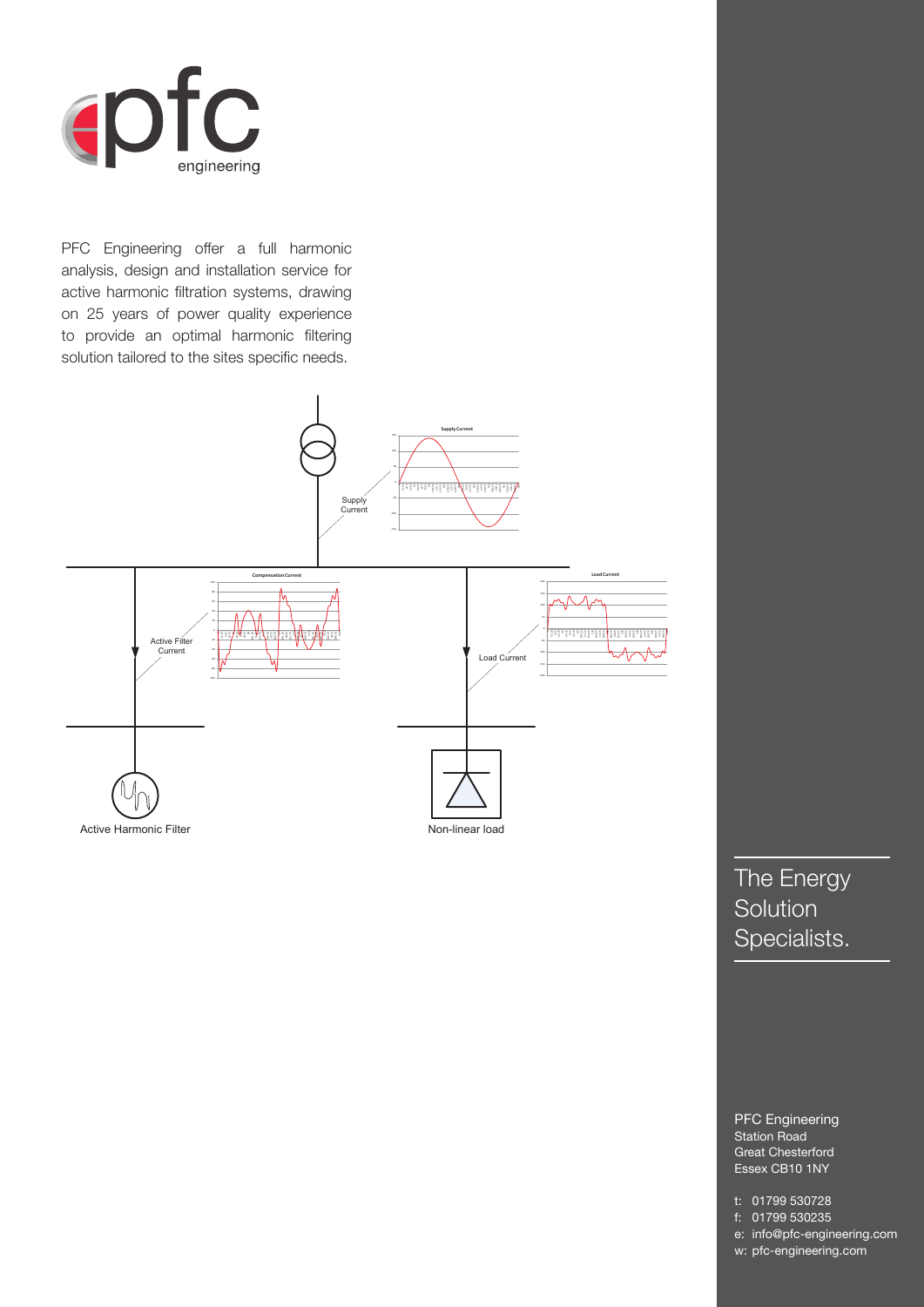pfc engineering

PFC Engineering offer a full harmonic analysis, design and installation service for active harmonic filtration systems, drawing on 25 years of power quality experience to provide an optimal harmonic filtering solution tailored to the sites specific needs.

Supply Current

Supply Current

Compensation Current

Active Filter Current

Load Current

Load Current

Active Harmonic Filter

Non-linear load

The Energy Solution Specialists.

PFC Engineering
Station Road
Great Chesterford
Essex CB10 1NY

t: 01799 530728
f: 01799 530235
e: info@pfc-engineering.com
w: pfc-engineering.com